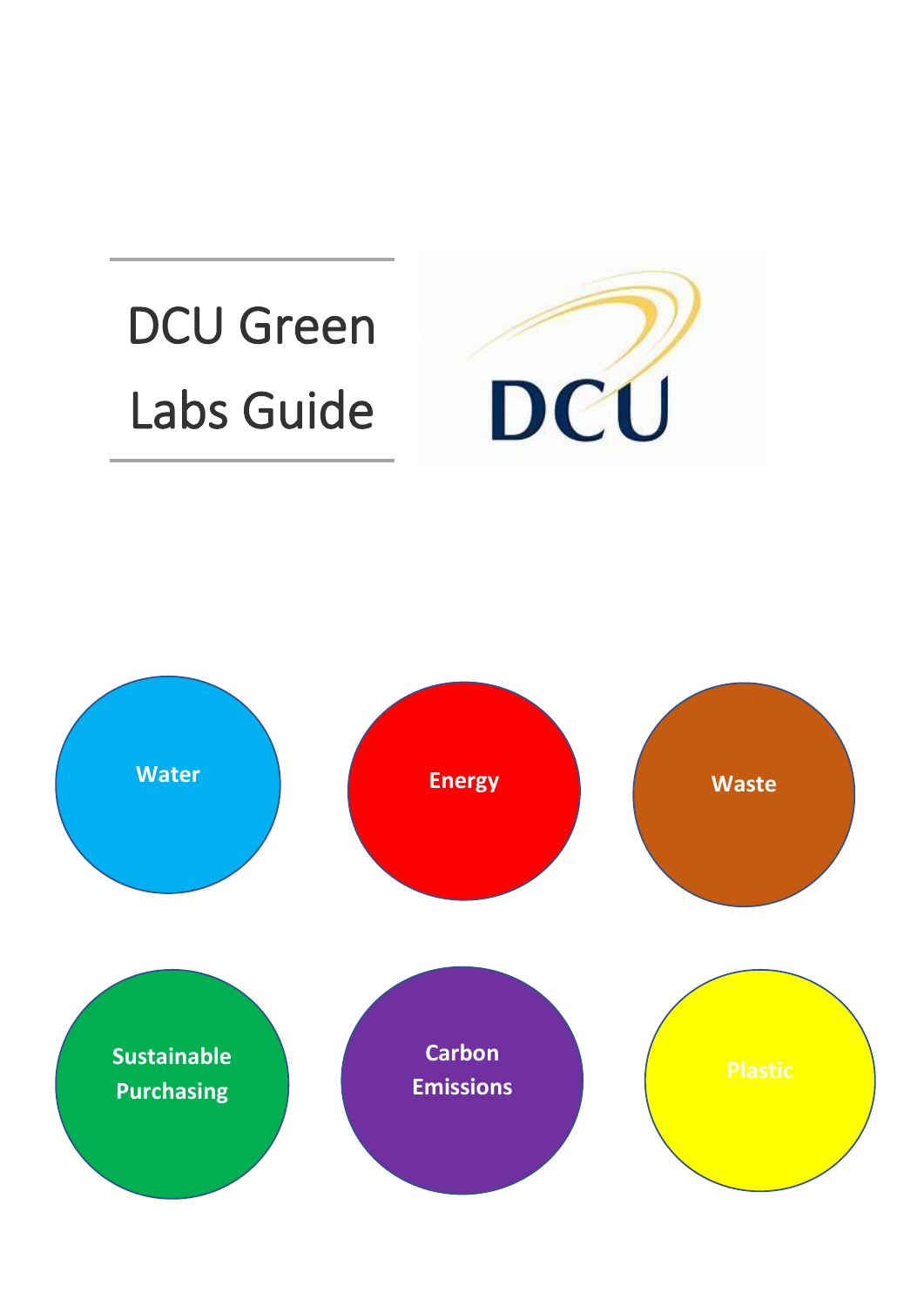# DCU Green Labs Guide

Water

Energy

Waste

Sustainable Purchasing

Carbon Emissions

Plastic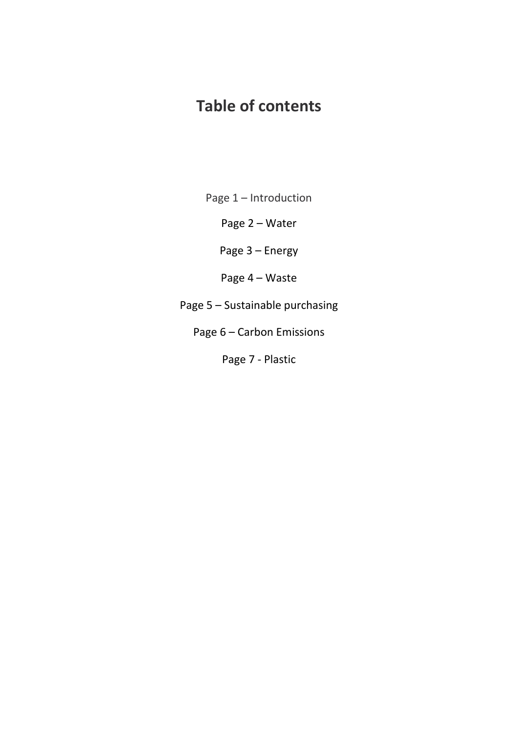# Table of contents

Page 1 – Introduction

Page 2 – Water

Page 3 – Energy

Page 4 – Waste

Page 5 – Sustainable purchasing

Page 6 – Carbon Emissions

Page 7 - Plastic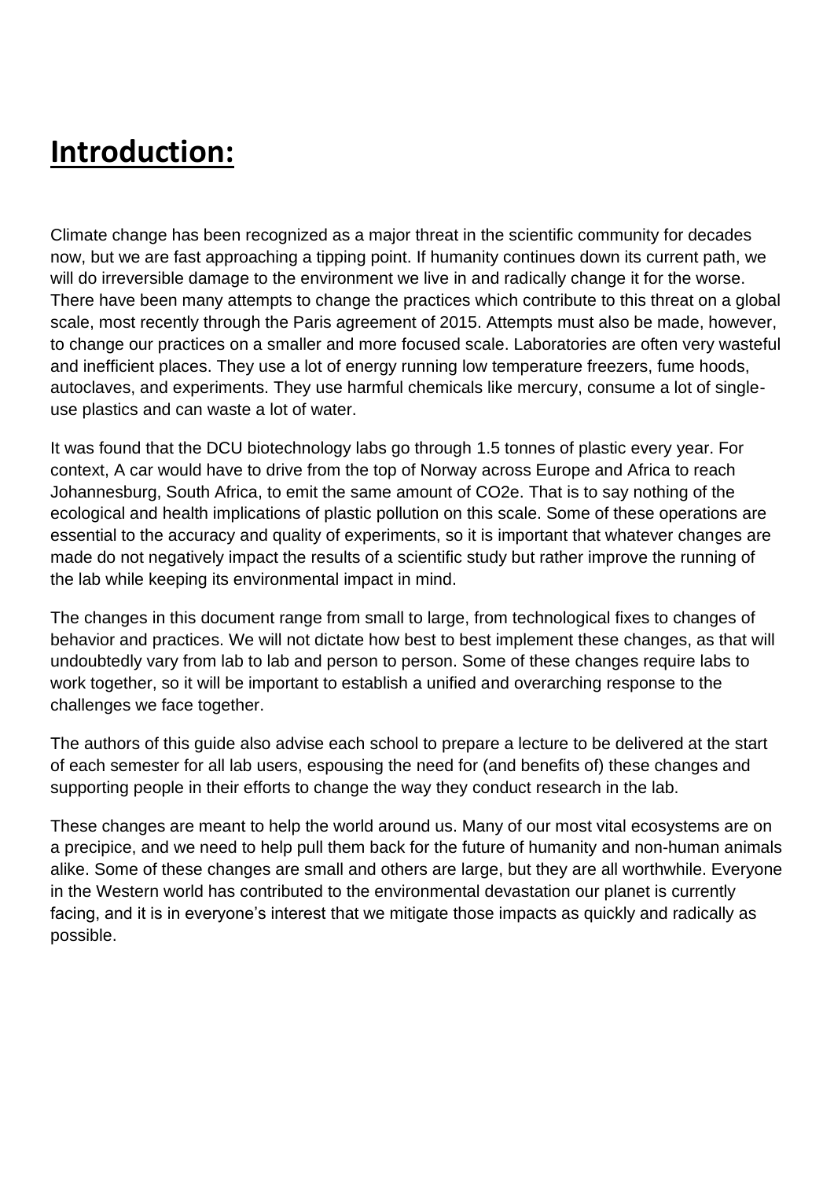# Introduction:

Climate change has been recognized as a major threat in the scientific community for decades now, but we are fast approaching a tipping point. If humanity continues down its current path, we will do irreversible damage to the environment we live in and radically change it for the worse. There have been many attempts to change the practices which contribute to this threat on a global scale, most recently through the Paris agreement of 2015. Attempts must also be made, however, to change our practices on a smaller and more focused scale. Laboratories are often very wasteful and inefficient places. They use a lot of energy running low temperature freezers, fume hoods, autoclaves, and experiments. They use harmful chemicals like mercury, consume a lot of single-use plastics and can waste a lot of water.

It was found that the DCU biotechnology labs go through 1.5 tonnes of plastic every year. For context, A car would have to drive from the top of Norway across Europe and Africa to reach Johannesburg, South Africa, to emit the same amount of $CO_2e$. That is to say nothing of the ecological and health implications of plastic pollution on this scale. Some of these operations are essential to the accuracy and quality of experiments, so it is important that whatever changes are made do not negatively impact the results of a scientific study but rather improve the running of the lab while keeping its environmental impact in mind.

The changes in this document range from small to large, from technological fixes to changes of behavior and practices. We will not dictate how best to best implement these changes, as that will undoubtedly vary from lab to lab and person to person. Some of these changes require labs to work together, so it will be important to establish a unified and overarching response to the challenges we face together.

The authors of this guide also advise each school to prepare a lecture to be delivered at the start of each semester for all lab users, espousing the need for (and benefits of) these changes and supporting people in their efforts to change the way they conduct research in the lab.

These changes are meant to help the world around us. Many of our most vital ecosystems are on a precipice, and we need to help pull them back for the future of humanity and non-human animals alike. Some of these changes are small and others are large, but they are all worthwhile. Everyone in the Western world has contributed to the environmental devastation our planet is currently facing, and it is in everyone's interest that we mitigate those impacts as quickly and radically as possible.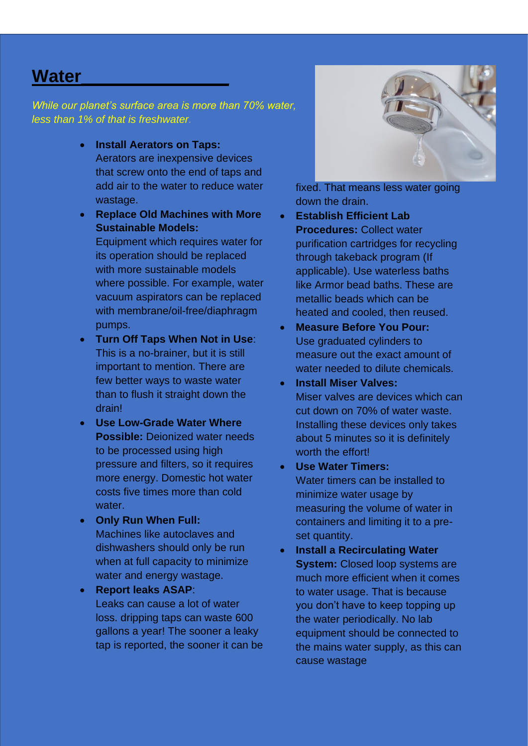# Water

*While our planet's surface area is more than 70% water, less than 1% of that is freshwater.*

- **Install Aerators on Taps:** Aerators are inexpensive devices that screw onto the end of taps and add air to the water to reduce water wastage.
- **Replace Old Machines with More Sustainable Models:** Equipment which requires water for its operation should be replaced with more sustainable models where possible. For example, water vacuum aspirators can be replaced with membrane/oil-free/diaphragm pumps.
- **Turn Off Taps When Not in Use**: This is a no-brainer, but it is still important to mention. There are few better ways to waste water than to flush it straight down the drain!
- **Use Low-Grade Water Where Possible:** Deionized water needs to be processed using high pressure and filters, so it requires more energy. Domestic hot water costs five times more than cold water.
- **Only Run When Full:** Machines like autoclaves and dishwashers should only be run when at full capacity to minimize water and energy wastage.
- **Report leaks ASAP**: Leaks can cause a lot of water loss. dripping taps can waste 600 gallons a year! The sooner a leaky tap is reported, the sooner it can be fixed. That means less water going down the drain.
- **Establish Efficient Lab Procedures:** Collect water purification cartridges for recycling through takeback program (If applicable). Use waterless baths like Armor bead baths. These are metallic beads which can be heated and cooled, then reused.
- **Measure Before You Pour:** Use graduated cylinders to measure out the exact amount of water needed to dilute chemicals.
- **Install Miser Valves:** Miser valves are devices which can cut down on 70% of water waste. Installing these devices only takes about 5 minutes so it is definitely worth the effort!
- **Use Water Timers:** Water timers can be installed to minimize water usage by measuring the volume of water in containers and limiting it to a pre-set quantity.
- **Install a Recirculating Water System:** Closed loop systems are much more efficient when it comes to water usage. That is because you don't have to keep topping up the water periodically. No lab equipment should be connected to the mains water supply, as this can cause wastage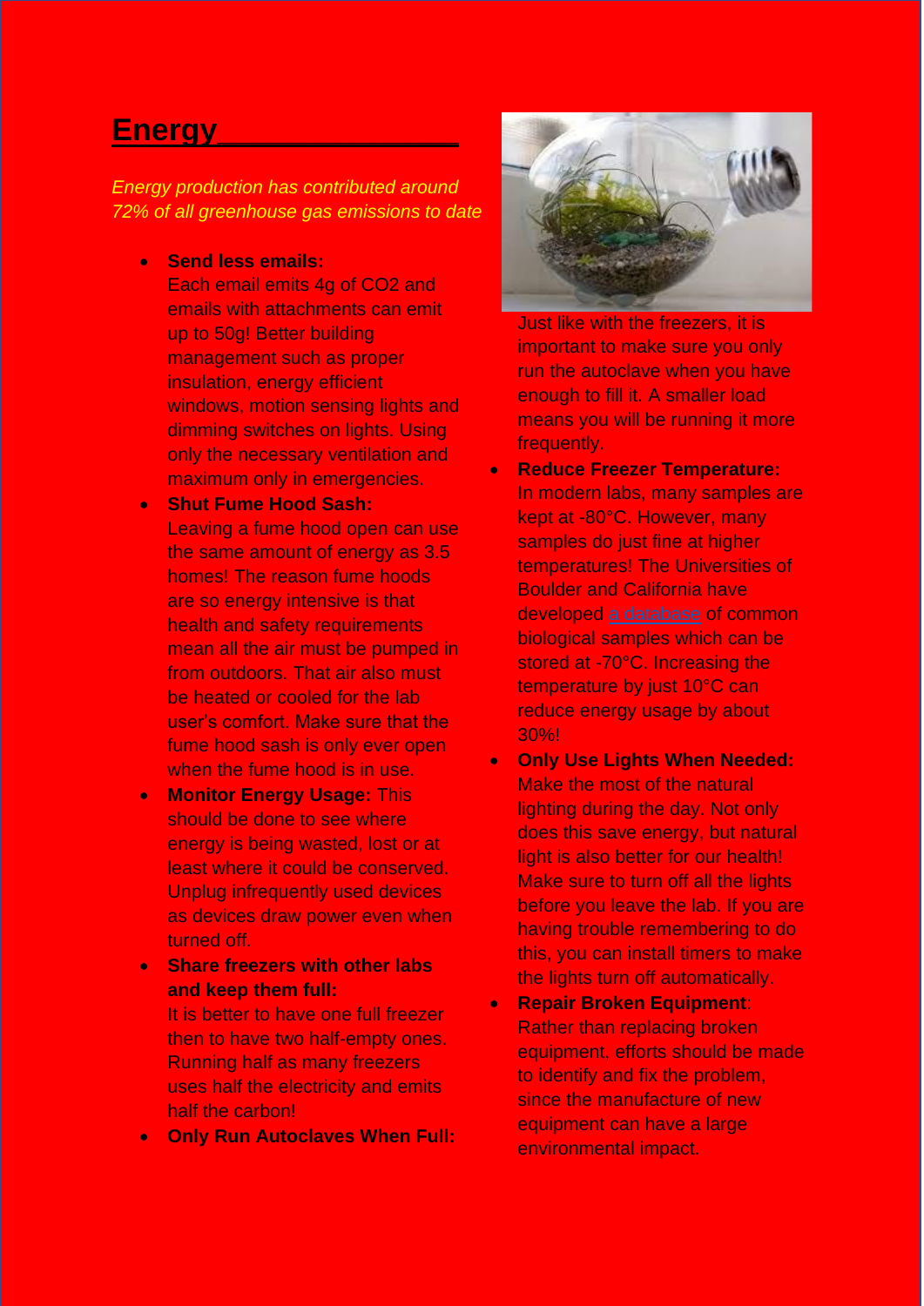# Energy

*Energy production has contributed around 72% of all greenhouse gas emissions to date*

- **Send less emails:**
  Each email emits 4g of $CO_2$ and emails with attachments can emit up to 50g! Better building management such as proper insulation, energy efficient windows, motion sensing lights and dimming switches on lights. Using only the necessary ventilation and maximum only in emergencies.
- **Shut Fume Hood Sash:**
  Leaving a fume hood open can use the same amount of energy as 3.5 homes! The reason fume hoods are so energy intensive is that health and safety requirements mean all the air must be pumped in from outdoors. That air also must be heated or cooled for the lab user's comfort. Make sure that the fume hood sash is only ever open when the fume hood is in use.
- **Monitor Energy Usage:** This should be done to see where energy is being wasted, lost or at least where it could be conserved. Unplug infrequently used devices as devices draw power even when turned off.
- **Share freezers with other labs and keep them full:**
  It is better to have one full freezer then to have two half-empty ones. Running half as many freezers uses half the electricity and emits half the carbon!
- **Only Run Autoclaves When Full:**
  Just like with the freezers, it is important to make sure you only run the autoclave when you have enough to fill it. A smaller load means you will be running it more frequently.
- **Reduce Freezer Temperature:**
  In modern labs, many samples are kept at -80°C. However, many samples do just fine at higher temperatures! The Universities of Boulder and California have developed a database of common biological samples which can be stored at -70°C. Increasing the temperature by just 10°C can reduce energy usage by about 30%!
- **Only Use Lights When Needed:**
  Make the most of the natural lighting during the day. Not only does this save energy, but natural light is also better for our health! Make sure to turn off all the lights before you leave the lab. If you are having trouble remembering to do this, you can install timers to make the lights turn off automatically.
- **Repair Broken Equipment**:
  Rather than replacing broken equipment, efforts should be made to identify and fix the problem, since the manufacture of new equipment can have a large environmental impact.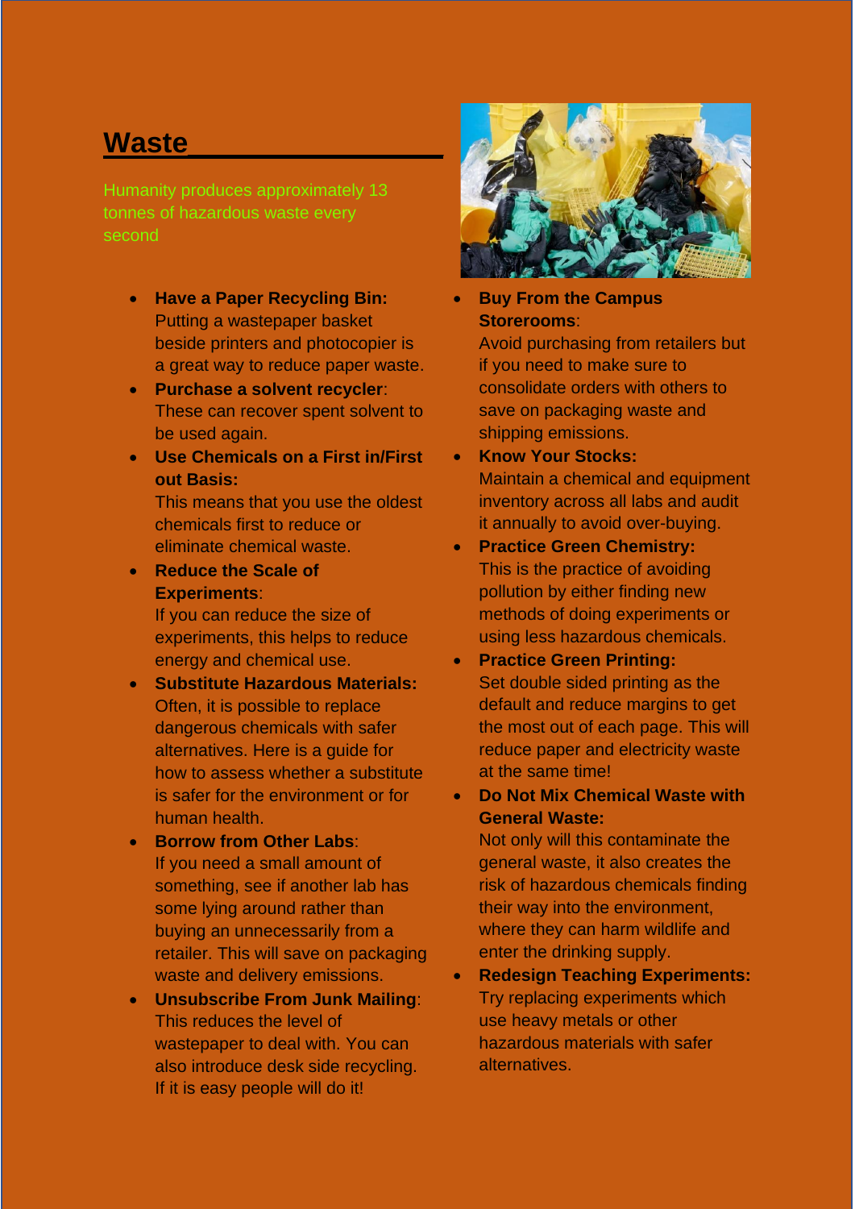# Waste

Humanity produces approximately 13 tonnes of hazardous waste every second

- **Have a Paper Recycling Bin:** Putting a wastepaper basket beside printers and photocopier is a great way to reduce paper waste.
- **Purchase a solvent recycler**: These can recover spent solvent to be used again.
- **Use Chemicals on a First in/First out Basis:** This means that you use the oldest chemicals first to reduce or eliminate chemical waste.
- **Reduce the Scale of Experiments**: If you can reduce the size of experiments, this helps to reduce energy and chemical use.
- **Substitute Hazardous Materials:** Often, it is possible to replace dangerous chemicals with safer alternatives. Here is a guide for how to assess whether a substitute is safer for the environment or for human health.
- **Borrow from Other Labs**: If you need a small amount of something, see if another lab has some lying around rather than buying an unnecessarily from a retailer. This will save on packaging waste and delivery emissions.
- **Unsubscribe From Junk Mailing**: This reduces the level of wastepaper to deal with. You can also introduce desk side recycling. If it is easy people will do it!
- **Buy From the Campus Storerooms**: Avoid purchasing from retailers but if you need to make sure to consolidate orders with others to save on packaging waste and shipping emissions.
- **Know Your Stocks:** Maintain a chemical and equipment inventory across all labs and audit it annually to avoid over-buying.
- **Practice Green Chemistry:** This is the practice of avoiding pollution by either finding new methods of doing experiments or using less hazardous chemicals.
- **Practice Green Printing:** Set double sided printing as the default and reduce margins to get the most out of each page. This will reduce paper and electricity waste at the same time!
- **Do Not Mix Chemical Waste with General Waste:** Not only will this contaminate the general waste, it also creates the risk of hazardous chemicals finding their way into the environment, where they can harm wildlife and enter the drinking supply.
- **Redesign Teaching Experiments:** Try replacing experiments which use heavy metals or other hazardous materials with safer alternatives.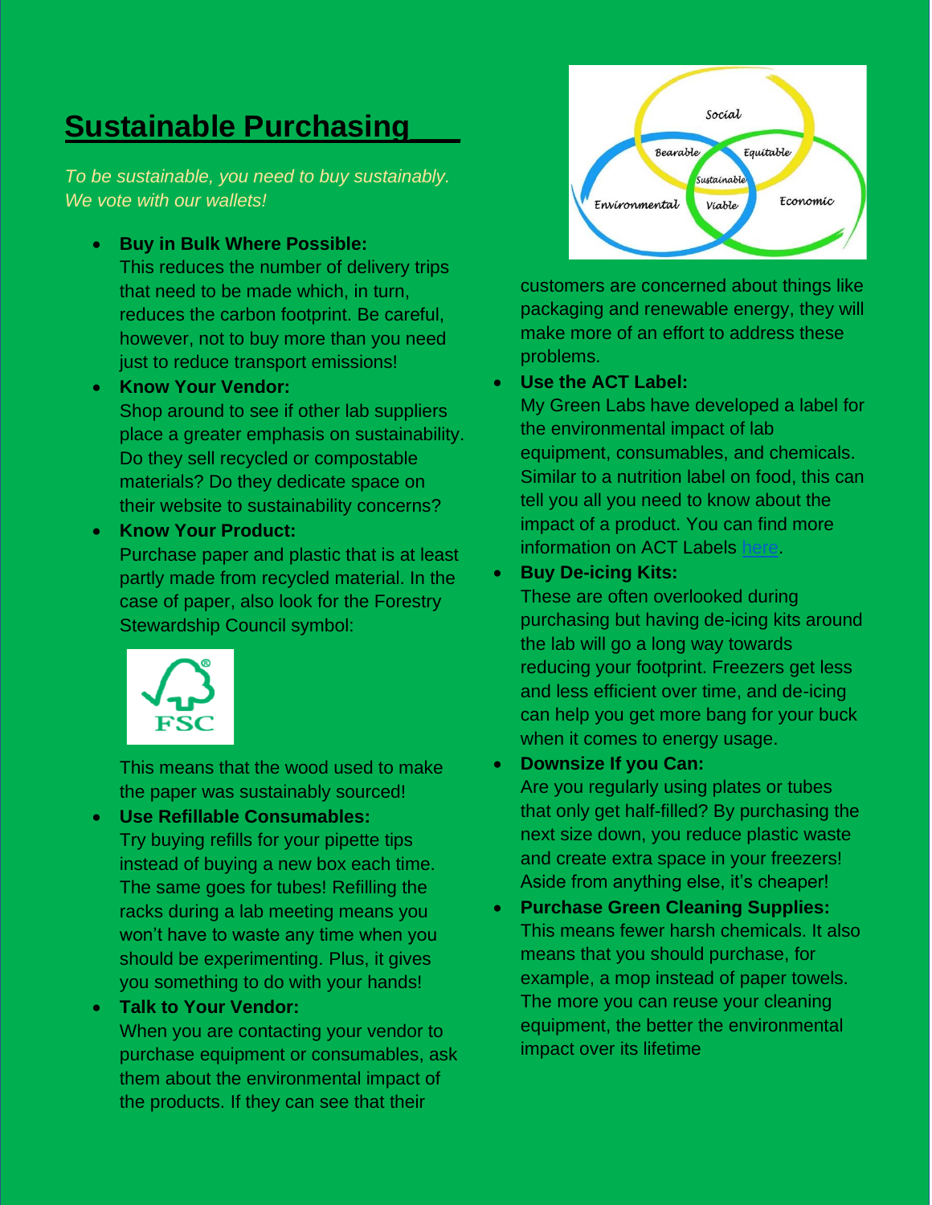# Sustainable Purchasing

*To be sustainable, you need to buy sustainably. We vote with our wallets!*

- **Buy in Bulk Where Possible:**
  This reduces the number of delivery trips that need to be made which, in turn, reduces the carbon footprint. Be careful, however, not to buy more than you need just to reduce transport emissions!
- **Know Your Vendor:**
  Shop around to see if other lab suppliers place a greater emphasis on sustainability. Do they sell recycled or compostable materials? Do they dedicate space on their website to sustainability concerns?
- **Know Your Product:**
  Purchase paper and plastic that is at least partly made from recycled material. In the case of paper, also look for the Forestry Stewardship Council symbol:

  This means that the wood used to make the paper was sustainably sourced!
- **Use Refillable Consumables:**
  Try buying refills for your pipette tips instead of buying a new box each time. The same goes for tubes! Refilling the racks during a lab meeting means you won't have to waste any time when you should be experimenting. Plus, it gives you something to do with your hands!
- **Talk to Your Vendor:**
  When you are contacting your vendor to purchase equipment or consumables, ask them about the environmental impact of the products. If they can see that their customers are concerned about things like packaging and renewable energy, they will make more of an effort to address these problems.
- **Use the ACT Label:**
  My Green Labs have developed a label for the environmental impact of lab equipment, consumables, and chemicals. Similar to a nutrition label on food, this can tell you all you need to know about the impact of a product. You can find more information on ACT Labels here.
- **Buy De-icing Kits:**
  These are often overlooked during purchasing but having de-icing kits around the lab will go a long way towards reducing your footprint. Freezers get less and less efficient over time, and de-icing can help you get more bang for your buck when it comes to energy usage.
- **Downsize If you Can:**
  Are you regularly using plates or tubes that only get half-filled? By purchasing the next size down, you reduce plastic waste and create extra space in your freezers! Aside from anything else, it's cheaper!
- **Purchase Green Cleaning Supplies:**
  This means fewer harsh chemicals. It also means that you should purchase, for example, a mop instead of paper towels. The more you can reuse your cleaning equipment, the better the environmental impact over its lifetime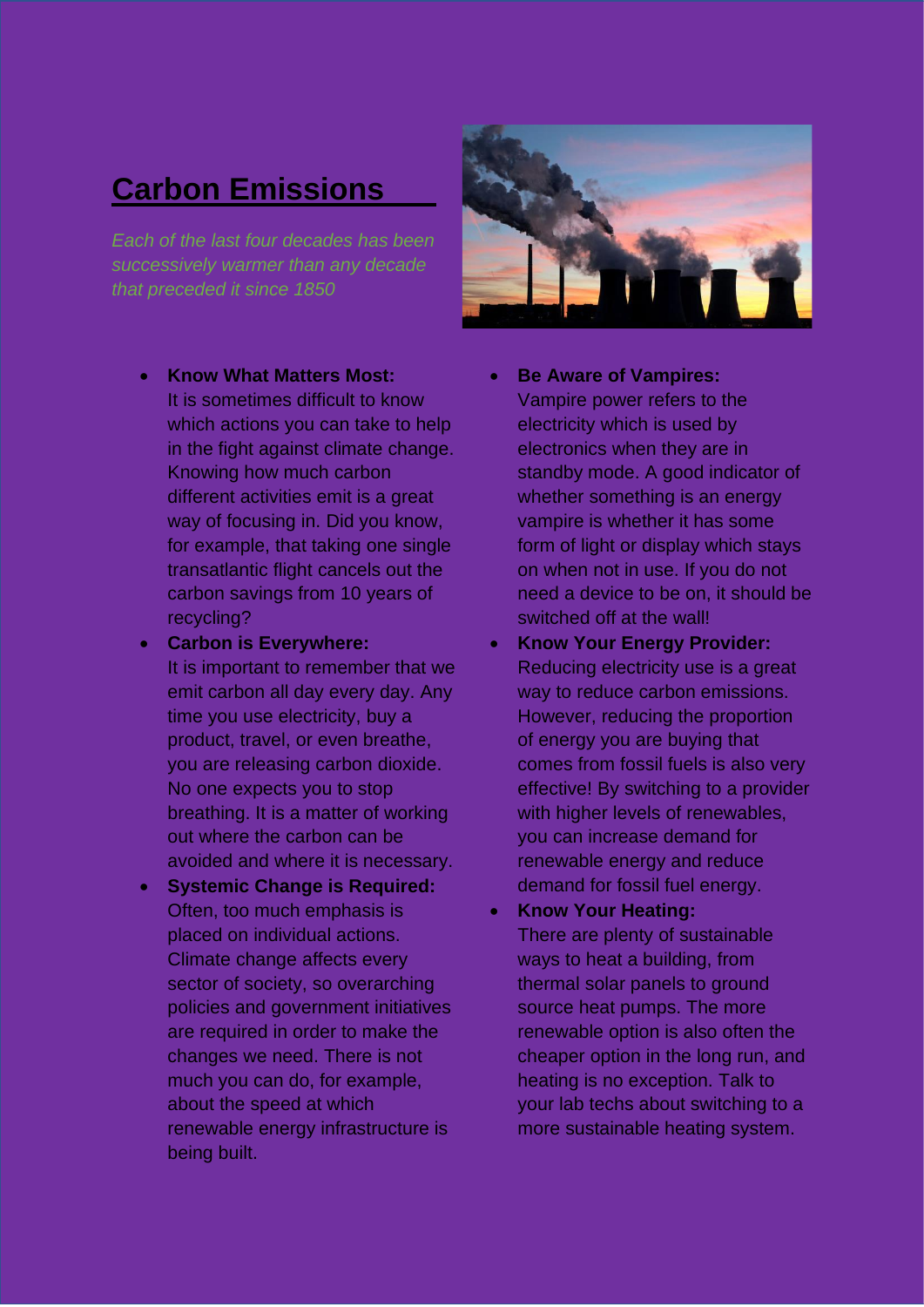# Carbon Emissions

*Each of the last four decades has been successively warmer than any decade that preceded it since 1850*

- **Know What Matters Most:**
  It is sometimes difficult to know which actions you can take to help in the fight against climate change. Knowing how much carbon different activities emit is a great way of focusing in. Did you know, for example, that taking one single transatlantic flight cancels out the carbon savings from 10 years of recycling?
- **Carbon is Everywhere:**
  It is important to remember that we emit carbon all day every day. Any time you use electricity, buy a product, travel, or even breathe, you are releasing carbon dioxide. No one expects you to stop breathing. It is a matter of working out where the carbon can be avoided and where it is necessary.
- **Systemic Change is Required:**
  Often, too much emphasis is placed on individual actions. Climate change affects every sector of society, so overarching policies and government initiatives are required in order to make the changes we need. There is not much you can do, for example, about the speed at which renewable energy infrastructure is being built.
- **Be Aware of Vampires:**
  Vampire power refers to the electricity which is used by electronics when they are in standby mode. A good indicator of whether something is an energy vampire is whether it has some form of light or display which stays on when not in use. If you do not need a device to be on, it should be switched off at the wall!
- **Know Your Energy Provider:**
  Reducing electricity use is a great way to reduce carbon emissions. However, reducing the proportion of energy you are buying that comes from fossil fuels is also very effective! By switching to a provider with higher levels of renewables, you can increase demand for renewable energy and reduce demand for fossil fuel energy.
- **Know Your Heating:**
  There are plenty of sustainable ways to heat a building, from thermal solar panels to ground source heat pumps. The more renewable option is also often the cheaper option in the long run, and heating is no exception. Talk to your lab techs about switching to a more sustainable heating system.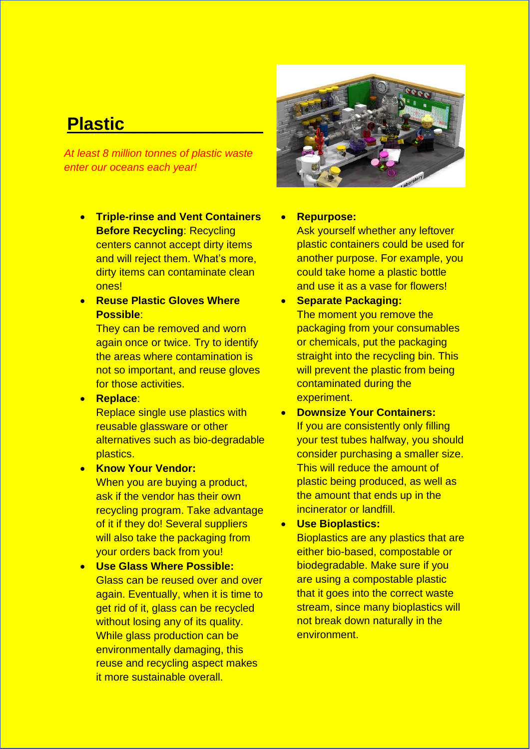## Plastic

*At least 8 million tonnes of plastic waste enter our oceans each year!*

- **Triple-rinse and Vent Containers Before Recycling**: Recycling centers cannot accept dirty items and will reject them. What's more, dirty items can contaminate clean ones!
- **Reuse Plastic Gloves Where Possible**:
  They can be removed and worn again once or twice. Try to identify the areas where contamination is not so important, and reuse gloves for those activities.
- **Replace**:
  Replace single use plastics with reusable glassware or other alternatives such as bio-degradable plastics.
- **Know Your Vendor:**
  When you are buying a product, ask if the vendor has their own recycling program. Take advantage of it if they do! Several suppliers will also take the packaging from your orders back from you!
- **Use Glass Where Possible:**
  Glass can be reused over and over again. Eventually, when it is time to get rid of it, glass can be recycled without losing any of its quality. While glass production can be environmentally damaging, this reuse and recycling aspect makes it more sustainable overall.
- **Repurpose:**
  Ask yourself whether any leftover plastic containers could be used for another purpose. For example, you could take home a plastic bottle and use it as a vase for flowers!
- **Separate Packaging:**
  The moment you remove the packaging from your consumables or chemicals, put the packaging straight into the recycling bin. This will prevent the plastic from being contaminated during the experiment.
- **Downsize Your Containers:**
  If you are consistently only filling your test tubes halfway, you should consider purchasing a smaller size. This will reduce the amount of plastic being produced, as well as the amount that ends up in the incinerator or landfill.
- **Use Bioplastics:**
  Bioplastics are any plastics that are either bio-based, compostable or biodegradable. Make sure if you are using a compostable plastic that it goes into the correct waste stream, since many bioplastics will not break down naturally in the environment.